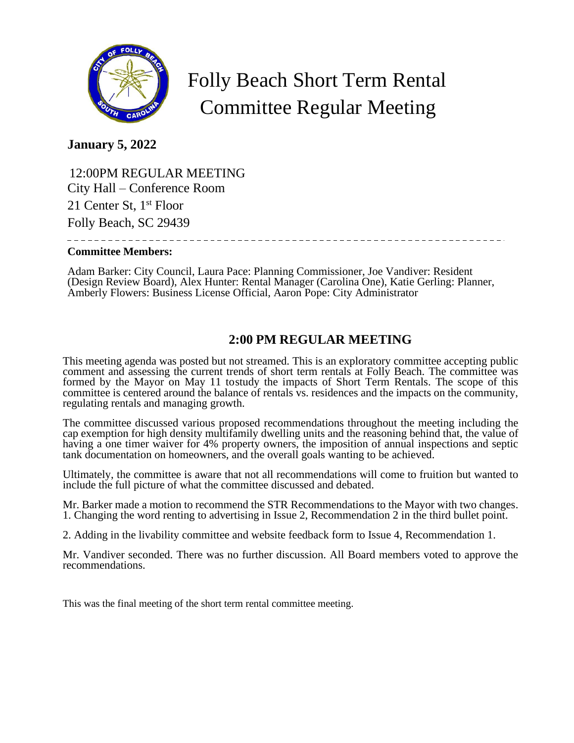# Folly Beach Short Term Rental Committee Regular Meeting

**January 5, 2022**

12:00PM REGULAR MEETING
City Hall – Conference Room
21 Center St, 1st Floor
Folly Beach, SC 29439

**Committee Members:**

Adam Barker: City Council, Laura Pace: Planning Commissioner, Joe Vandiver: Resident (Design Review Board), Alex Hunter: Rental Manager (Carolina One), Katie Gerling: Planner, Amberly Flowers: Business License Official, Aaron Pope: City Administrator

## 2:00 PM REGULAR MEETING

This meeting agenda was posted but not streamed. This is an exploratory committee accepting public comment and assessing the current trends of short term rentals at Folly Beach. The committee was formed by the Mayor on May 11 tostudy the impacts of Short Term Rentals. The scope of this committee is centered around the balance of rentals vs. residences and the impacts on the community, regulating rentals and managing growth.

The committee discussed various proposed recommendations throughout the meeting including the cap exemption for high density multifamily dwelling units and the reasoning behind that, the value of having a one timer waiver for 4% property owners, the imposition of annual inspections and septic tank documentation on homeowners, and the overall goals wanting to be achieved.

Ultimately, the committee is aware that not all recommendations will come to fruition but wanted to include the full picture of what the committee discussed and debated.

Mr. Barker made a motion to recommend the STR Recommendations to the Mayor with two changes.
1. Changing the word renting to advertising in Issue 2, Recommendation 2 in the third bullet point.

2. Adding in the livability committee and website feedback form to Issue 4, Recommendation 1.

Mr. Vandiver seconded. There was no further discussion. All Board members voted to approve the recommendations.

This was the final meeting of the short term rental committee meeting.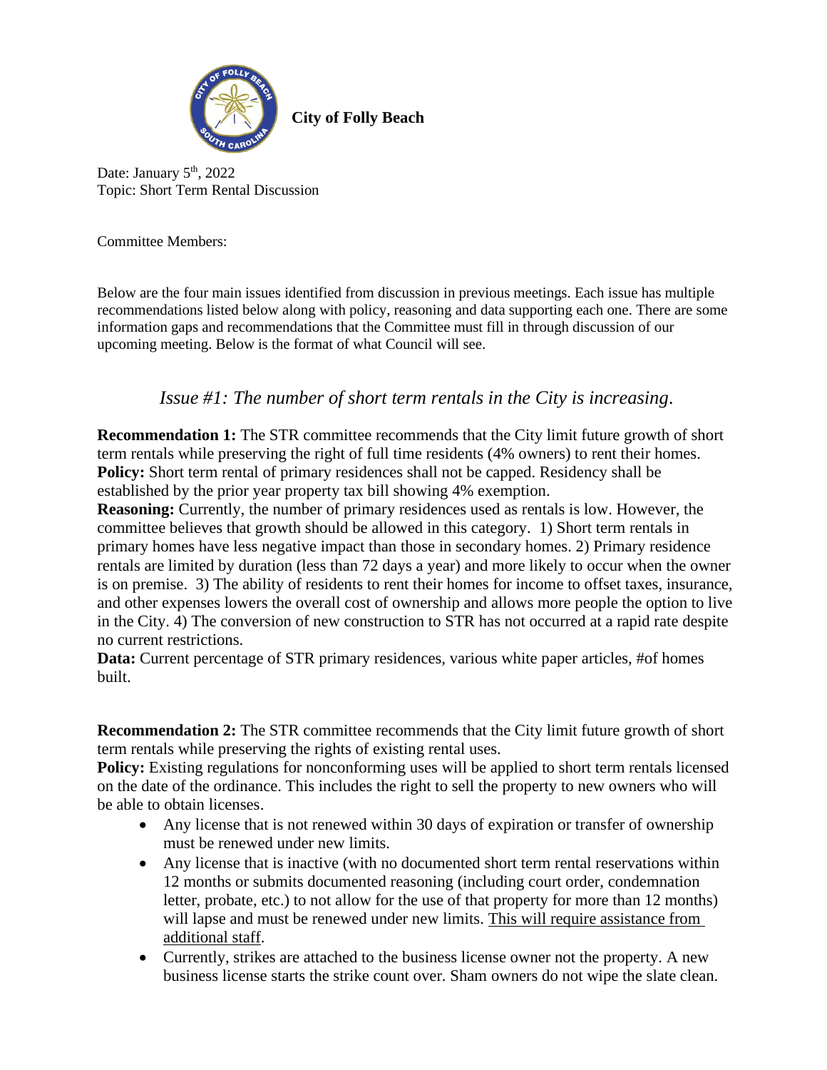**City of Folly Beach**

Date: January 5th, 2022
Topic: Short Term Rental Discussion

Committee Members:

Below are the four main issues identified from discussion in previous meetings. Each issue has multiple recommendations listed below along with policy, reasoning and data supporting each one. There are some information gaps and recommendations that the Committee must fill in through discussion of our upcoming meeting. Below is the format of what Council will see.

## *Issue #1: The number of short term rentals in the City is increasing.*

**Recommendation 1:** The STR committee recommends that the City limit future growth of short term rentals while preserving the right of full time residents (4% owners) to rent their homes.
**Policy:** Short term rental of primary residences shall not be capped. Residency shall be established by the prior year property tax bill showing 4% exemption.
**Reasoning:** Currently, the number of primary residences used as rentals is low. However, the committee believes that growth should be allowed in this category. 1) Short term rentals in primary homes have less negative impact than those in secondary homes. 2) Primary residence rentals are limited by duration (less than 72 days a year) and more likely to occur when the owner is on premise. 3) The ability of residents to rent their homes for income to offset taxes, insurance, and other expenses lowers the overall cost of ownership and allows more people the option to live in the City. 4) The conversion of new construction to STR has not occurred at a rapid rate despite no current restrictions.
**Data:** Current percentage of STR primary residences, various white paper articles, #of homes built.

**Recommendation 2:** The STR committee recommends that the City limit future growth of short term rentals while preserving the rights of existing rental uses.
**Policy:** Existing regulations for nonconforming uses will be applied to short term rentals licensed on the date of the ordinance. This includes the right to sell the property to new owners who will be able to obtain licenses.

- Any license that is not renewed within 30 days of expiration or transfer of ownership must be renewed under new limits.
- Any license that is inactive (with no documented short term rental reservations within 12 months or submits documented reasoning (including court order, condemnation letter, probate, etc.) to not allow for the use of that property for more than 12 months) will lapse and must be renewed under new limits. <u>This will require assistance from additional staff</u>.
- Currently, strikes are attached to the business license owner not the property. A new business license starts the strike count over. Sham owners do not wipe the slate clean.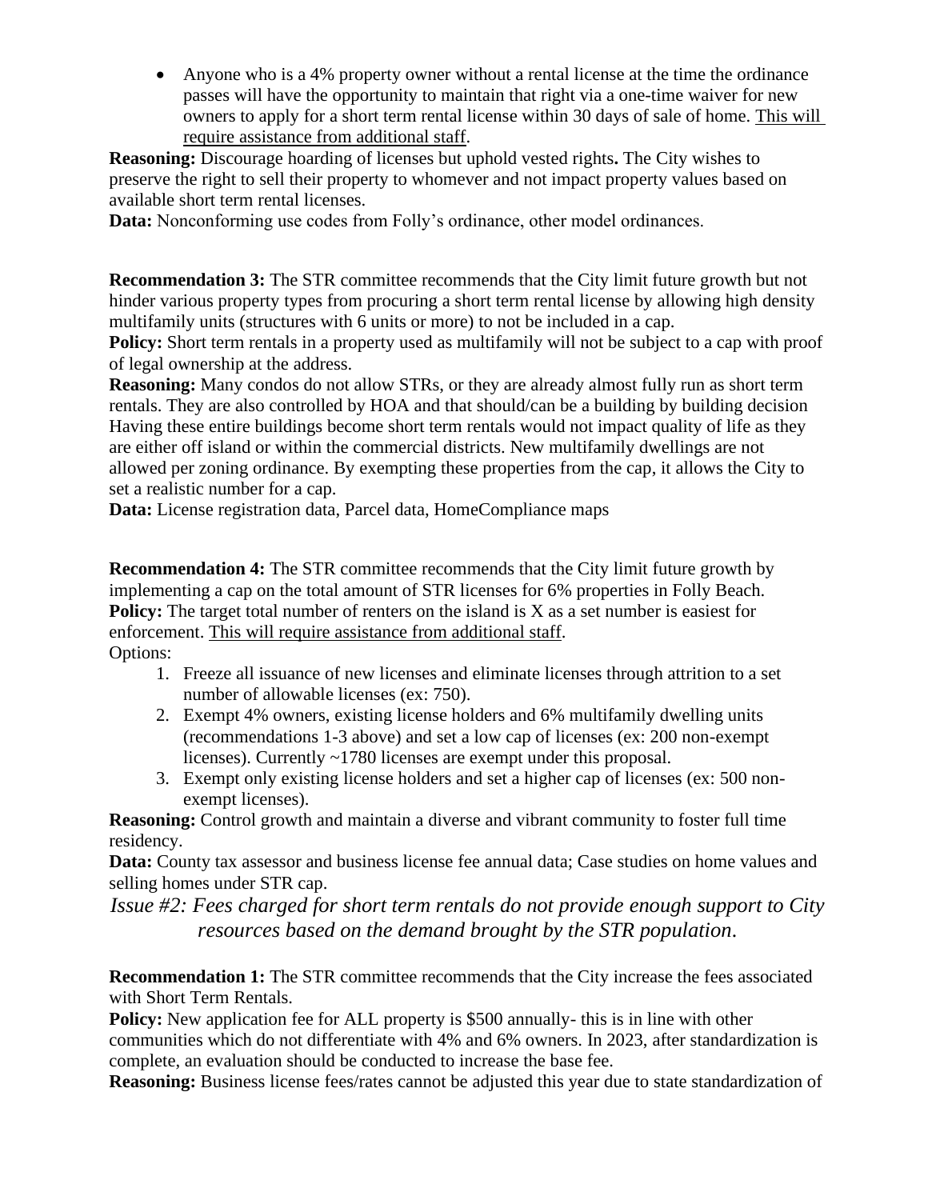- Anyone who is a 4% property owner without a rental license at the time the ordinance passes will have the opportunity to maintain that right via a one-time waiver for new owners to apply for a short term rental license within 30 days of sale of home. <u>This will require assistance from additional staff</u>.

**Reasoning:** Discourage hoarding of licenses but uphold vested rights**.** The City wishes to preserve the right to sell their property to whomever and not impact property values based on available short term rental licenses.

**Data:** Nonconforming use codes from Folly's ordinance, other model ordinances.

**Recommendation 3:** The STR committee recommends that the City limit future growth but not hinder various property types from procuring a short term rental license by allowing high density multifamily units (structures with 6 units or more) to not be included in a cap.

**Policy:** Short term rentals in a property used as multifamily will not be subject to a cap with proof of legal ownership at the address.

**Reasoning:** Many condos do not allow STRs, or they are already almost fully run as short term rentals. They are also controlled by HOA and that should/can be a building by building decision Having these entire buildings become short term rentals would not impact quality of life as they are either off island or within the commercial districts. New multifamily dwellings are not allowed per zoning ordinance. By exempting these properties from the cap, it allows the City to set a realistic number for a cap.

**Data:** License registration data, Parcel data, HomeCompliance maps

**Recommendation 4:** The STR committee recommends that the City limit future growth by implementing a cap on the total amount of STR licenses for 6% properties in Folly Beach.

**Policy:** The target total number of renters on the island is X as a set number is easiest for enforcement. <u>This will require assistance from additional staff</u>.

Options:

1. Freeze all issuance of new licenses and eliminate licenses through attrition to a set number of allowable licenses (ex: 750).
2. Exempt 4% owners, existing license holders and 6% multifamily dwelling units (recommendations 1-3 above) and set a low cap of licenses (ex: 200 non-exempt licenses). Currently ~1780 licenses are exempt under this proposal.
3. Exempt only existing license holders and set a higher cap of licenses (ex: 500 non-exempt licenses).

**Reasoning:** Control growth and maintain a diverse and vibrant community to foster full time residency.

**Data:** County tax assessor and business license fee annual data; Case studies on home values and selling homes under STR cap.

## *Issue #2: Fees charged for short term rentals do not provide enough support to City resources based on the demand brought by the STR population.*

**Recommendation 1:** The STR committee recommends that the City increase the fees associated with Short Term Rentals.

**Policy:** New application fee for ALL property is $500 annually- this is in line with other communities which do not differentiate with 4% and 6% owners. In 2023, after standardization is complete, an evaluation should be conducted to increase the base fee.

**Reasoning:** Business license fees/rates cannot be adjusted this year due to state standardization of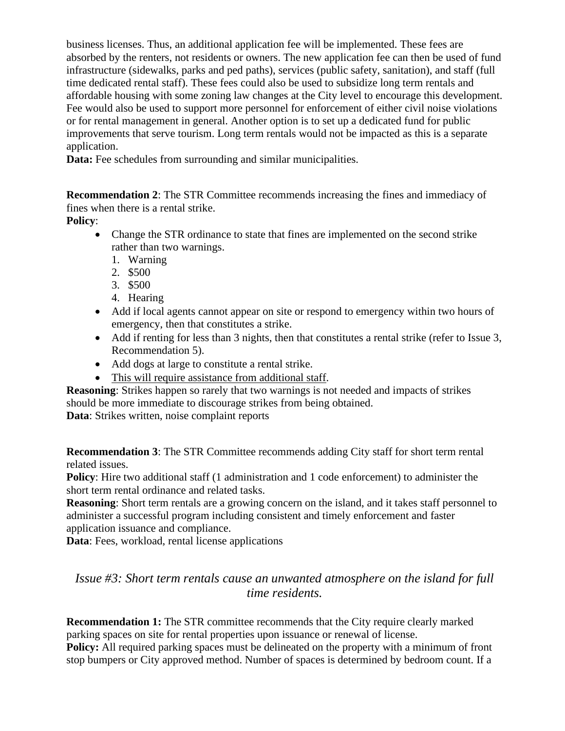business licenses. Thus, an additional application fee will be implemented. These fees are absorbed by the renters, not residents or owners. The new application fee can then be used of fund infrastructure (sidewalks, parks and ped paths), services (public safety, sanitation), and staff (full time dedicated rental staff). These fees could also be used to subsidize long term rentals and affordable housing with some zoning law changes at the City level to encourage this development. Fee would also be used to support more personnel for enforcement of either civil noise violations or for rental management in general. Another option is to set up a dedicated fund for public improvements that serve tourism. Long term rentals would not be impacted as this is a separate application.

**Data:** Fee schedules from surrounding and similar municipalities.

**Recommendation 2**: The STR Committee recommends increasing the fines and immediacy of fines when there is a rental strike.

**Policy**:

- Change the STR ordinance to state that fines are implemented on the second strike rather than two warnings.
    1. Warning
    2. $500
    3. $500
    4. Hearing
- Add if local agents cannot appear on site or respond to emergency within two hours of emergency, then that constitutes a strike.
- Add if renting for less than 3 nights, then that constitutes a rental strike (refer to Issue 3, Recommendation 5).
- Add dogs at large to constitute a rental strike.
- <u>This will require assistance from additional staff</u>.

**Reasoning**: Strikes happen so rarely that two warnings is not needed and impacts of strikes should be more immediate to discourage strikes from being obtained.

**Data**: Strikes written, noise complaint reports

**Recommendation 3**: The STR Committee recommends adding City staff for short term rental related issues.

**Policy**: Hire two additional staff (1 administration and 1 code enforcement) to administer the short term rental ordinance and related tasks.

**Reasoning**: Short term rentals are a growing concern on the island, and it takes staff personnel to administer a successful program including consistent and timely enforcement and faster application issuance and compliance.

**Data**: Fees, workload, rental license applications

## *Issue #3: Short term rentals cause an unwanted atmosphere on the island for full time residents.*

**Recommendation 1:** The STR committee recommends that the City require clearly marked parking spaces on site for rental properties upon issuance or renewal of license.

**Policy:** All required parking spaces must be delineated on the property with a minimum of front stop bumpers or City approved method. Number of spaces is determined by bedroom count. If a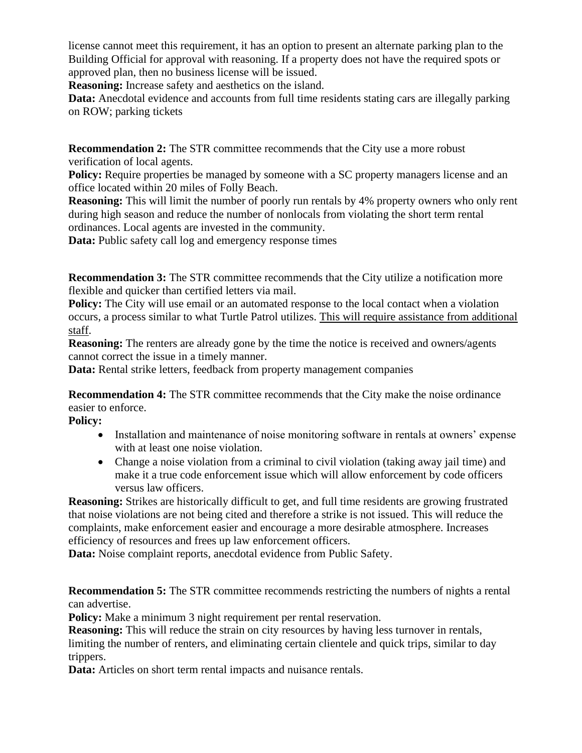license cannot meet this requirement, it has an option to present an alternate parking plan to the Building Official for approval with reasoning. If a property does not have the required spots or approved plan, then no business license will be issued.
**Reasoning:** Increase safety and aesthetics on the island.
**Data:** Anecdotal evidence and accounts from full time residents stating cars are illegally parking on ROW; parking tickets

**Recommendation 2:** The STR committee recommends that the City use a more robust verification of local agents.
**Policy:** Require properties be managed by someone with a SC property managers license and an office located within 20 miles of Folly Beach.
**Reasoning:** This will limit the number of poorly run rentals by 4% property owners who only rent during high season and reduce the number of nonlocals from violating the short term rental ordinances. Local agents are invested in the community.
**Data:** Public safety call log and emergency response times

**Recommendation 3:** The STR committee recommends that the City utilize a notification more flexible and quicker than certified letters via mail.
**Policy:** The City will use email or an automated response to the local contact when a violation occurs, a process similar to what Turtle Patrol utilizes. <u>This will require assistance from additional staff</u>.
**Reasoning:** The renters are already gone by the time the notice is received and owners/agents cannot correct the issue in a timely manner.
**Data:** Rental strike letters, feedback from property management companies

**Recommendation 4:** The STR committee recommends that the City make the noise ordinance easier to enforce.
**Policy:**

- Installation and maintenance of noise monitoring software in rentals at owners' expense with at least one noise violation.
- Change a noise violation from a criminal to civil violation (taking away jail time) and make it a true code enforcement issue which will allow enforcement by code officers versus law officers.

**Reasoning:** Strikes are historically difficult to get, and full time residents are growing frustrated that noise violations are not being cited and therefore a strike is not issued. This will reduce the complaints, make enforcement easier and encourage a more desirable atmosphere. Increases efficiency of resources and frees up law enforcement officers.
**Data:** Noise complaint reports, anecdotal evidence from Public Safety.

**Recommendation 5:** The STR committee recommends restricting the numbers of nights a rental can advertise.
**Policy:** Make a minimum 3 night requirement per rental reservation.
**Reasoning:** This will reduce the strain on city resources by having less turnover in rentals, limiting the number of renters, and eliminating certain clientele and quick trips, similar to day trippers.
**Data:** Articles on short term rental impacts and nuisance rentals.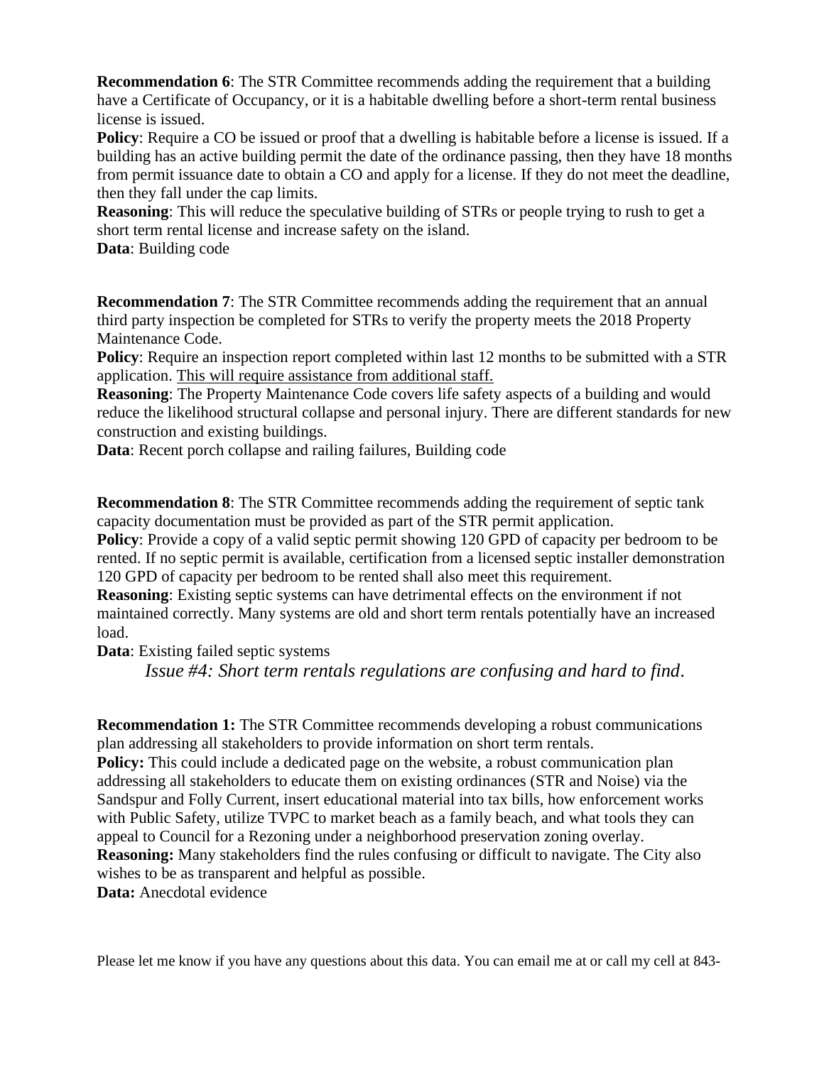**Recommendation 6**: The STR Committee recommends adding the requirement that a building have a Certificate of Occupancy, or it is a habitable dwelling before a short-term rental business license is issued.

**Policy**: Require a CO be issued or proof that a dwelling is habitable before a license is issued. If a building has an active building permit the date of the ordinance passing, then they have 18 months from permit issuance date to obtain a CO and apply for a license. If they do not meet the deadline, then they fall under the cap limits.

**Reasoning**: This will reduce the speculative building of STRs or people trying to rush to get a short term rental license and increase safety on the island.

**Data**: Building code

**Recommendation 7**: The STR Committee recommends adding the requirement that an annual third party inspection be completed for STRs to verify the property meets the 2018 Property Maintenance Code.

**Policy**: Require an inspection report completed within last 12 months to be submitted with a STR application. <u>This will require assistance from additional staff.</u>

**Reasoning**: The Property Maintenance Code covers life safety aspects of a building and would reduce the likelihood structural collapse and personal injury. There are different standards for new construction and existing buildings.

**Data**: Recent porch collapse and railing failures, Building code

**Recommendation 8**: The STR Committee recommends adding the requirement of septic tank capacity documentation must be provided as part of the STR permit application.

**Policy**: Provide a copy of a valid septic permit showing 120 GPD of capacity per bedroom to be rented. If no septic permit is available, certification from a licensed septic installer demonstration 120 GPD of capacity per bedroom to be rented shall also meet this requirement.

**Reasoning**: Existing septic systems can have detrimental effects on the environment if not maintained correctly. Many systems are old and short term rentals potentially have an increased load.

**Data**: Existing failed septic systems

*Issue #4: Short term rentals regulations are confusing and hard to find.*

**Recommendation 1:** The STR Committee recommends developing a robust communications plan addressing all stakeholders to provide information on short term rentals.

**Policy:** This could include a dedicated page on the website, a robust communication plan addressing all stakeholders to educate them on existing ordinances (STR and Noise) via the Sandspur and Folly Current, insert educational material into tax bills, how enforcement works with Public Safety, utilize TVPC to market beach as a family beach, and what tools they can appeal to Council for a Rezoning under a neighborhood preservation zoning overlay.

**Reasoning:** Many stakeholders find the rules confusing or difficult to navigate. The City also wishes to be as transparent and helpful as possible.

**Data:** Anecdotal evidence

Please let me know if you have any questions about this data. You can email me at or call my cell at 843-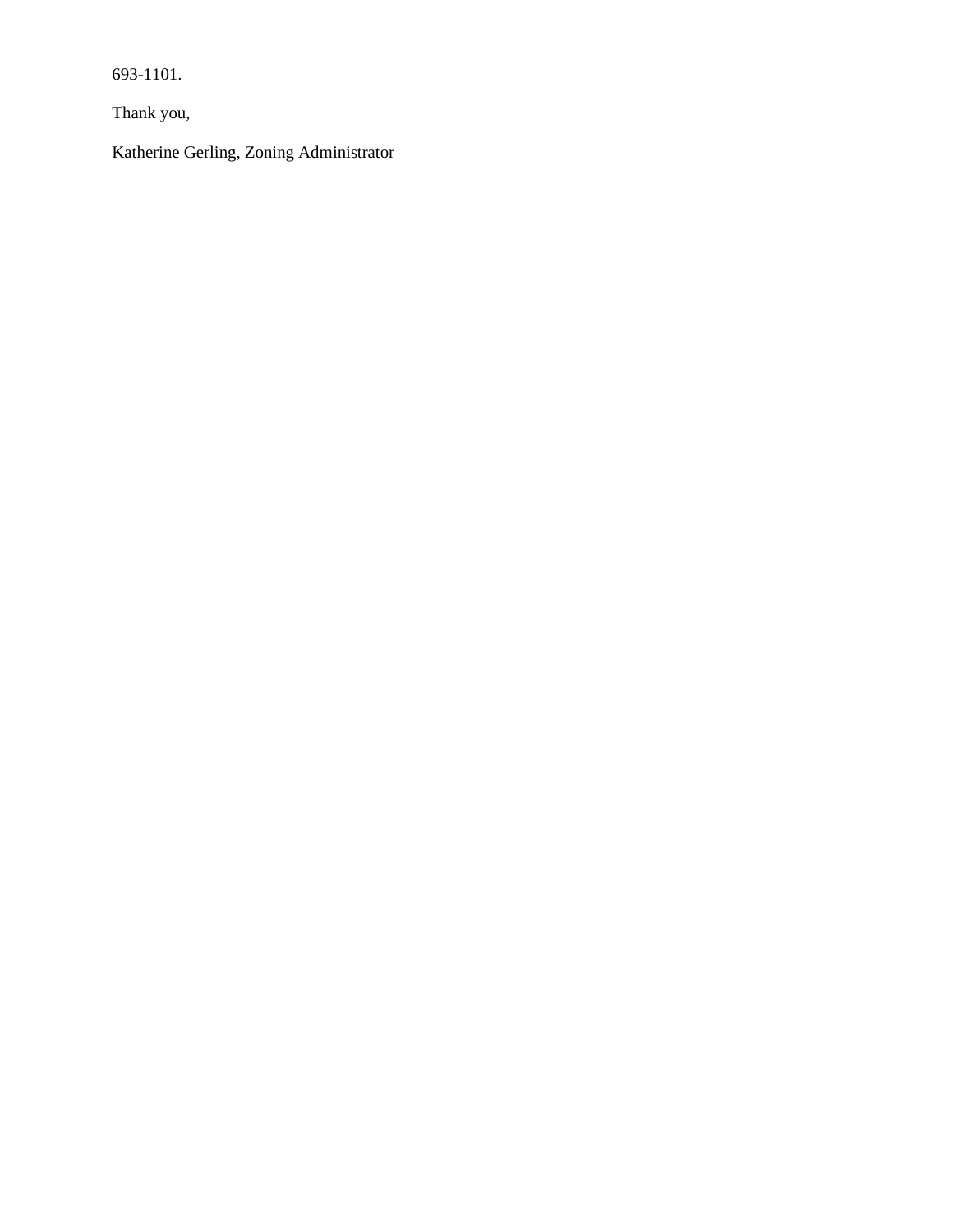693-1101.

Thank you,

Katherine Gerling, Zoning Administrator